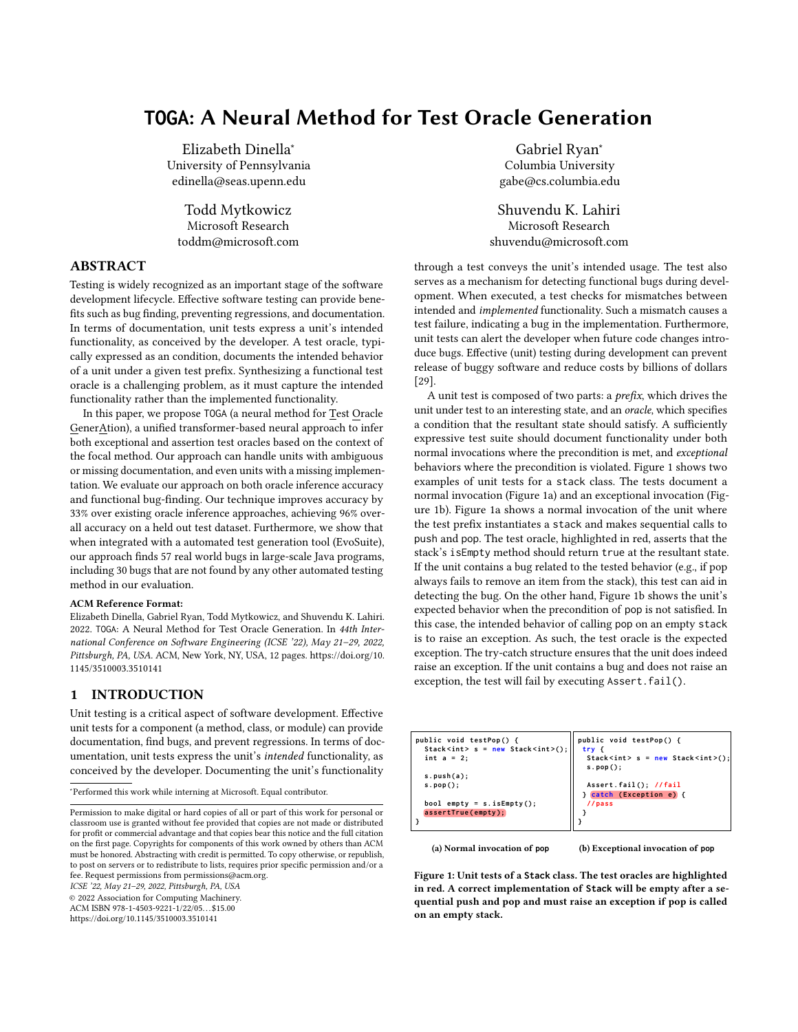# TOGA: A Neural Method for Test Oracle Generation

Elizabeth Dinella*
University of Pennsylvania
edinella@seas.upenn.edu

Gabriel Ryan*
Columbia University
gabe@cs.columbia.edu

Todd Mytkowicz
Microsoft Research
toddm@microsoft.com

Shuvendu K. Lahiri
Microsoft Research
shuvendu@microsoft.com

## ABSTRACT

Testing is widely recognized as an important stage of the software development lifecycle. Effective software testing can provide benefits such as bug finding, preventing regressions, and documentation. In terms of documentation, unit tests express a unit's intended functionality, as conceived by the developer. A test oracle, typically expressed as an condition, documents the intended behavior of a unit under a given test prefix. Synthesizing a functional test oracle is a challenging problem, as it must capture the intended functionality rather than the implemented functionality.

In this paper, we propose TOGA (a neural method for Test Oracle GenerAtion), a unified transformer-based neural approach to infer both exceptional and assertion test oracles based on the context of the focal method. Our approach can handle units with ambiguous or missing documentation, and even units with a missing implementation. We evaluate our approach on both oracle inference accuracy and functional bug-finding. Our technique improves accuracy by 33% over existing oracle inference approaches, achieving 96% overall accuracy on a held out test dataset. Furthermore, we show that when integrated with a automated test generation tool (EvoSuite), our approach finds 57 real world bugs in large-scale Java programs, including 30 bugs that are not found by any other automated testing method in our evaluation.

**ACM Reference Format:**
Elizabeth Dinella, Gabriel Ryan, Todd Mytkowicz, and Shuvendu K. Lahiri. 2022. TOGA: A Neural Method for Test Oracle Generation. In *44th International Conference on Software Engineering (ICSE '22), May 21–29, 2022, Pittsburgh, PA, USA.* ACM, New York, NY, USA, 12 pages. https://doi.org/10.1145/3510003.3510141

## 1 INTRODUCTION

Unit testing is a critical aspect of software development. Effective unit tests for a component (a method, class, or module) can provide documentation, find bugs, and prevent regressions. In terms of documentation, unit tests express the unit's *intended* functionality, as conceived by the developer. Documenting the unit's functionality through a test conveys the unit's intended usage. The test also serves as a mechanism for detecting functional bugs during development. When executed, a test checks for mismatches between intended and *implemented* functionality. Such a mismatch causes a test failure, indicating a bug in the implementation. Furthermore, unit tests can alert the developer when future code changes introduce bugs. Effective (unit) testing during development can prevent release of buggy software and reduce costs by billions of dollars [29].

A unit test is composed of two parts: a *prefix*, which drives the unit under test to an interesting state, and an *oracle*, which specifies a condition that the resultant state should satisfy. A sufficiently expressive test suite should document functionality under both normal invocations where the precondition is met, and *exceptional* behaviors where the precondition is violated. Figure 1 shows two examples of unit tests for a stack class. The tests document a normal invocation (Figure 1a) and an exceptional invocation (Figure 1b). Figure 1a shows a normal invocation of the unit where the test prefix instantiates a stack and makes sequential calls to push and pop. The test oracle, highlighted in red, asserts that the stack's isEmpty method should return true at the resultant state. If the unit contains a bug related to the tested behavior (e.g., if pop always fails to remove an item from the stack), this test can aid in detecting the bug. On the other hand, Figure 1b shows the unit's expected behavior when the precondition of pop is not satisfied. In this case, the intended behavior of calling pop on an empty stack is to raise an exception. As such, the test oracle is the expected exception. The try-catch structure ensures that the unit does indeed raise an exception. If the unit contains a bug and does not raise an exception, the test will fail by executing Assert.fail().

```
public void testPop() {
  Stack<int> s = new Stack<int>();
  int a = 2;

  s.push(a);
  s.pop();

  bool empty = s.isEmpty();
  assertTrue(empty);
}
```

(a) Normal invocation of pop

```
public void testPop() {
  try {
    Stack<int> s = new Stack<int>();
    s.pop();

    Assert.fail(); //fail
  } catch (Exception e) {
    //pass
  }
}
```

(b) Exceptional invocation of pop

**Figure 1: Unit tests of a Stack class. The test oracles are highlighted in red. A correct implementation of Stack will be empty after a sequential push and pop and must raise an exception if pop is called on an empty stack.**

*Performed this work while interning at Microsoft. Equal contributor.

Permission to make digital or hard copies of all or part of this work for personal or classroom use is granted without fee provided that copies are not made or distributed for profit or commercial advantage and that copies bear this notice and the full citation on the first page. Copyrights for components of this work owned by others than ACM must be honored. Abstracting with credit is permitted. To copy otherwise, or republish, to post on servers or to redistribute to lists, requires prior specific permission and/or a fee. Request permissions from permissions@acm.org.
*ICSE '22, May 21–29, 2022, Pittsburgh, PA, USA*
© 2022 Association for Computing Machinery.
ACM ISBN 978-1-4503-9221-1/22/05…$15.00
https://doi.org/10.1145/3510003.3510141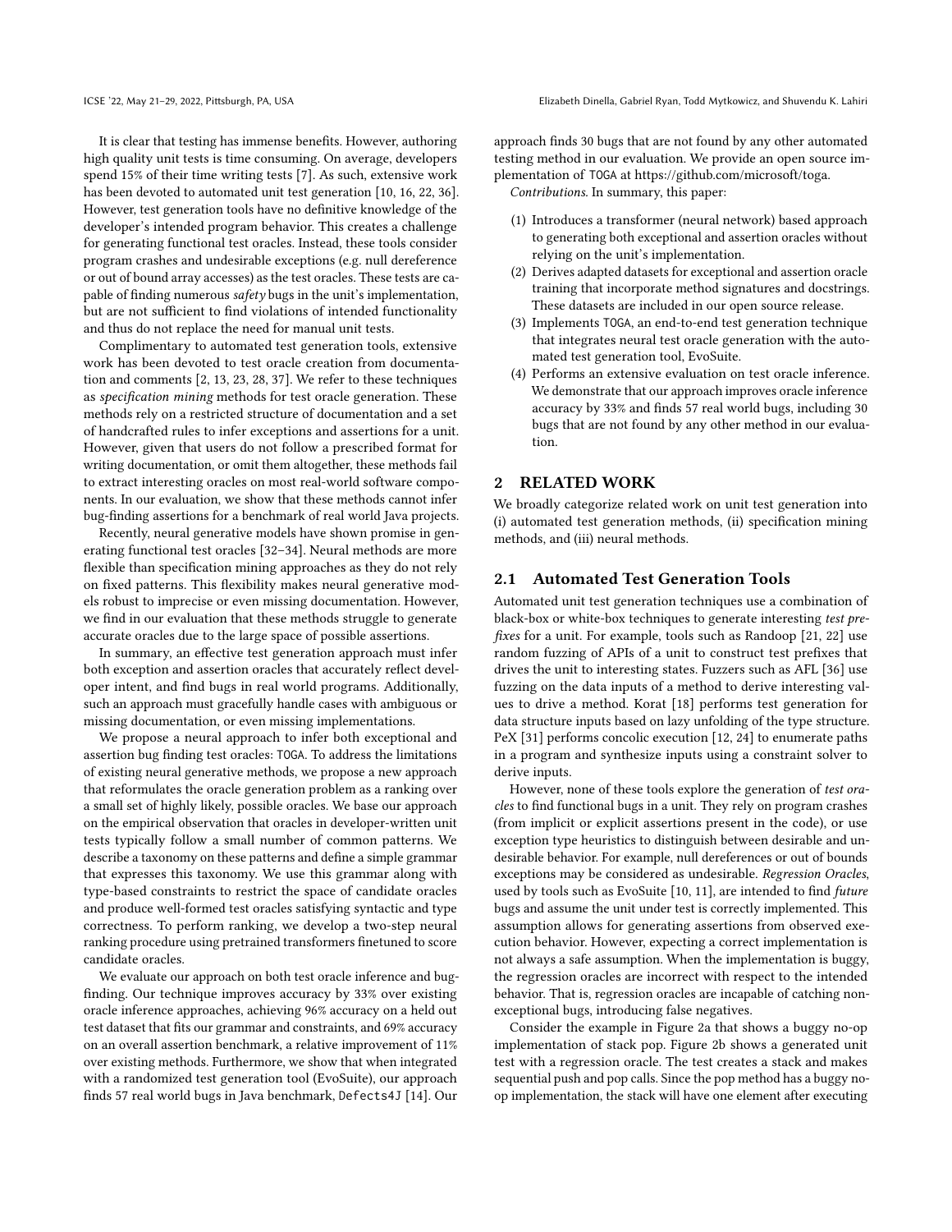It is clear that testing has immense benefits. However, authoring high quality unit tests is time consuming. On average, developers spend 15% of their time writing tests [7]. As such, extensive work has been devoted to automated unit test generation [10, 16, 22, 36]. However, test generation tools have no definitive knowledge of the developer's intended program behavior. This creates a challenge for generating functional test oracles. Instead, these tools consider program crashes and undesirable exceptions (e.g. null dereference or out of bound array accesses) as the test oracles. These tests are capable of finding numerous *safety* bugs in the unit's implementation, but are not sufficient to find violations of intended functionality and thus do not replace the need for manual unit tests.

Complimentary to automated test generation tools, extensive work has been devoted to test oracle creation from documentation and comments [2, 13, 23, 28, 37]. We refer to these techniques as *specification mining* methods for test oracle generation. These methods rely on a restricted structure of documentation and a set of handcrafted rules to infer exceptions and assertions for a unit. However, given that users do not follow a prescribed format for writing documentation, or omit them altogether, these methods fail to extract interesting oracles on most real-world software components. In our evaluation, we show that these methods cannot infer bug-finding assertions for a benchmark of real world Java projects.

Recently, neural generative models have shown promise in generating functional test oracles [32–34]. Neural methods are more flexible than specification mining approaches as they do not rely on fixed patterns. This flexibility makes neural generative models robust to imprecise or even missing documentation. However, we find in our evaluation that these methods struggle to generate accurate oracles due to the large space of possible assertions.

In summary, an effective test generation approach must infer both exception and assertion oracles that accurately reflect developer intent, and find bugs in real world programs. Additionally, such an approach must gracefully handle cases with ambiguous or missing documentation, or even missing implementations.

We propose a neural approach to infer both exceptional and assertion bug finding test oracles: TOGA. To address the limitations of existing neural generative methods, we propose a new approach that reformulates the oracle generation problem as a ranking over a small set of highly likely, possible oracles. We base our approach on the empirical observation that oracles in developer-written unit tests typically follow a small number of common patterns. We describe a taxonomy on these patterns and define a simple grammar that expresses this taxonomy. We use this grammar along with type-based constraints to restrict the space of candidate oracles and produce well-formed test oracles satisfying syntactic and type correctness. To perform ranking, we develop a two-step neural ranking procedure using pretrained transformers finetuned to score candidate oracles.

We evaluate our approach on both test oracle inference and bug-finding. Our technique improves accuracy by 33% over existing oracle inference approaches, achieving 96% accuracy on a held out test dataset that fits our grammar and constraints, and 69% accuracy on an overall assertion benchmark, a relative improvement of 11% over existing methods. Furthermore, we show that when integrated with a randomized test generation tool (EvoSuite), our approach finds 57 real world bugs in Java benchmark, Defects4J [14]. Our approach finds 30 bugs that are not found by any other automated testing method in our evaluation. We provide an open source implementation of TOGA at https://github.com/microsoft/toga.

*Contributions.* In summary, this paper:

1. Introduces a transformer (neural network) based approach to generating both exceptional and assertion oracles without relying on the unit's implementation.
2. Derives adapted datasets for exceptional and assertion oracle training that incorporate method signatures and docstrings. These datasets are included in our open source release.
3. Implements TOGA, an end-to-end test generation technique that integrates neural test oracle generation with the automated test generation tool, EvoSuite.
4. Performs an extensive evaluation on test oracle inference. We demonstrate that our approach improves oracle inference accuracy by 33% and finds 57 real world bugs, including 30 bugs that are not found by any other method in our evaluation.

## 2 RELATED WORK

We broadly categorize related work on unit test generation into (i) automated test generation methods, (ii) specification mining methods, and (iii) neural methods.

### 2.1 Automated Test Generation Tools

Automated unit test generation techniques use a combination of black-box or white-box techniques to generate interesting *test prefixes* for a unit. For example, tools such as Randoop [21, 22] use random fuzzing of APIs of a unit to construct test prefixes that drives the unit to interesting states. Fuzzers such as AFL [36] use fuzzing on the data inputs of a method to derive interesting values to drive a method. Korat [18] performs test generation for data structure inputs based on lazy unfolding of the type structure. PeX [31] performs concolic execution [12, 24] to enumerate paths in a program and synthesize inputs using a constraint solver to derive inputs.

However, none of these tools explore the generation of *test oracles* to find functional bugs in a unit. They rely on program crashes (from implicit or explicit assertions present in the code), or use exception type heuristics to distinguish between desirable and undesirable behavior. For example, null dereferences or out of bounds exceptions may be considered as undesirable. *Regression Oracles*, used by tools such as EvoSuite [10, 11], are intended to find *future* bugs and assume the unit under test is correctly implemented. This assumption allows for generating assertions from observed execution behavior. However, expecting a correct implementation is not always a safe assumption. When the implementation is buggy, the regression oracles are incorrect with respect to the intended behavior. That is, regression oracles are incapable of catching non-exceptional bugs, introducing false negatives.

Consider the example in Figure 2a that shows a buggy no-op implementation of stack pop. Figure 2b shows a generated unit test with a regression oracle. The test creates a stack and makes sequential push and pop calls. Since the pop method has a buggy no-op implementation, the stack will have one element after executing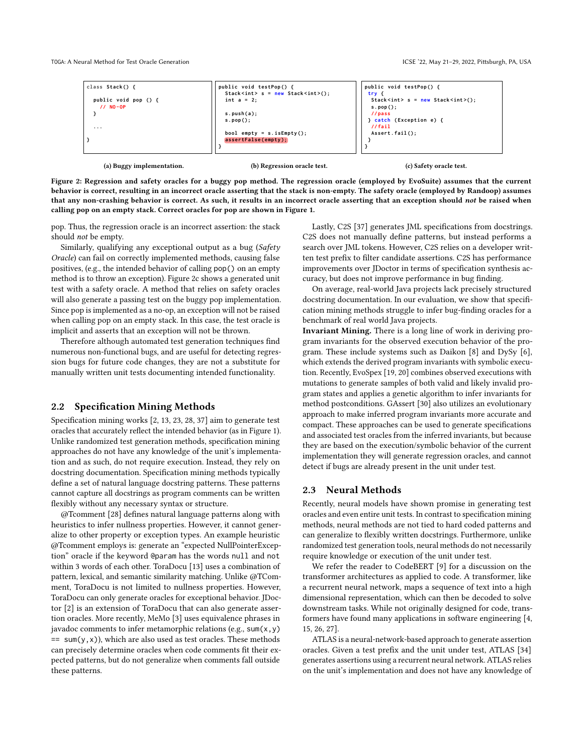```
class Stack() {

  public void pop () {
    // NO-OP
  }

  ...

}
```

**(a) Buggy implementation.**

```
public void testPop() {
  Stack<int> s = new Stack<int>();
  int a = 2;

  s.push(a);
  s.pop();

  bool empty = s.isEmpty();
  assertFalse(empty);
}
```

**(b) Regression oracle test.**

```
public void testPop() {
 try {
  Stack<int> s = new Stack<int>();
  s.pop();
  //pass
 } catch (Exception e) {
  //fail
  Assert.fail();
 }
}
```

**(c) Safety oracle test.**

**Figure 2: Regression and safety oracles for a buggy pop method. The regression oracle (employed by EvoSuite) assumes that the current behavior is correct, resulting in an incorrect oracle asserting that the stack is non-empty. The safety oracle (employed by Randoop) assumes that any non-crashing behavior is correct. As such, it results in an incorrect oracle asserting that an exception should *not* be raised when calling pop on an empty stack. Correct oracles for pop are shown in Figure 1.**

pop. Thus, the regression oracle is an incorrect assertion: the stack should *not* be empty.

Similarly, qualifying any exceptional output as a bug (*Safety Oracle*) can fail on correctly implemented methods, causing false positives, (e.g., the intended behavior of calling `pop()` on an empty method is to throw an exception). Figure 2c shows a generated unit test with a safety oracle. A method that relies on safety oracles will also generate a passing test on the buggy pop implementation. Since pop is implemented as a no-op, an exception will not be raised when calling pop on an empty stack. In this case, the test oracle is implicit and asserts that an exception will not be thrown.

Therefore although automated test generation techniques find numerous non-functional bugs, and are useful for detecting regression bugs for future code changes, they are not a substitute for manually written unit tests documenting intended functionality.

## 2.2 Specification Mining Methods

Specification mining works [2, 13, 23, 28, 37] aim to generate test oracles that accurately reflect the intended behavior (as in Figure 1). Unlike randomized test generation methods, specification mining approaches do not have any knowledge of the unit's implementation and as such, do not require execution. Instead, they rely on docstring documentation. Specification mining methods typically define a set of natural language docstring patterns. These patterns cannot capture all docstrings as program comments can be written flexibly without any necessary syntax or structure.

@Tcomment [28] defines natural language patterns along with heuristics to infer nullness properties. However, it cannot generalize to other property or exception types. An example heuristic @Tcomment employs is: generate an "expected NullPointerException" oracle if the keyword `@param` has the words `null` and `not` within 3 words of each other. ToraDocu [13] uses a combination of pattern, lexical, and semantic similarity matching. Unlike @TComment, ToraDocu is not limited to nullness properties. However, ToraDocu can only generate oracles for exceptional behavior. JDoctor [2] is an extension of ToraDocu that can also generate assertion oracles. More recently, MeMo [3] uses equivalence phrases in javadoc comments to infer metamorphic relations (e.g., `sum(x,y) == sum(y,x)`), which are also used as test oracles. These methods can precisely determine oracles when code comments fit their expected patterns, but do not generalize when comments fall outside these patterns.

Lastly, C2S [37] generates JML specifications from docstrings. C2S does not manually define patterns, but instead performs a search over JML tokens. However, C2S relies on a developer written test prefix to filter candidate assertions. C2S has performance improvements over JDoctor in terms of specification synthesis accuracy, but does not improve performance in bug finding.

On average, real-world Java projects lack precisely structured docstring documentation. In our evaluation, we show that specification mining methods struggle to infer bug-finding oracles for a benchmark of real world Java projects.

**Invariant Mining.** There is a long line of work in deriving program invariants for the observed execution behavior of the program. These include systems such as Daikon [8] and DySy [6], which extends the derived program invariants with symbolic execution. Recently, EvoSpex [19, 20] combines observed executions with mutations to generate samples of both valid and likely invalid program states and applies a genetic algorithm to infer invariants for method postconditions. GAssert [30] also utilizes an evolutionary approach to make inferred program invariants more accurate and compact. These approaches can be used to generate specifications and associated test oracles from the inferred invariants, but because they are based on the execution/symbolic behavior of the current implementation they will generate regression oracles, and cannot detect if bugs are already present in the unit under test.

## 2.3 Neural Methods

Recently, neural models have shown promise in generating test oracles and even entire unit tests. In contrast to specification mining methods, neural methods are not tied to hard coded patterns and can generalize to flexibly written docstrings. Furthermore, unlike randomized test generation tools, neural methods do not necessarily require knowledge or execution of the unit under test.

We refer the reader to CodeBERT [9] for a discussion on the transformer architectures as applied to code. A transformer, like a recurrent neural network, maps a sequence of text into a high dimensional representation, which can then be decoded to solve downstream tasks. While not originally designed for code, transformers have found many applications in software engineering [4, 15, 26, 27].

ATLAS is a neural-network-based approach to generate assertion oracles. Given a test prefix and the unit under test, ATLAS [34] generates assertions using a recurrent neural network. ATLAS relies on the unit's implementation and does not have any knowledge of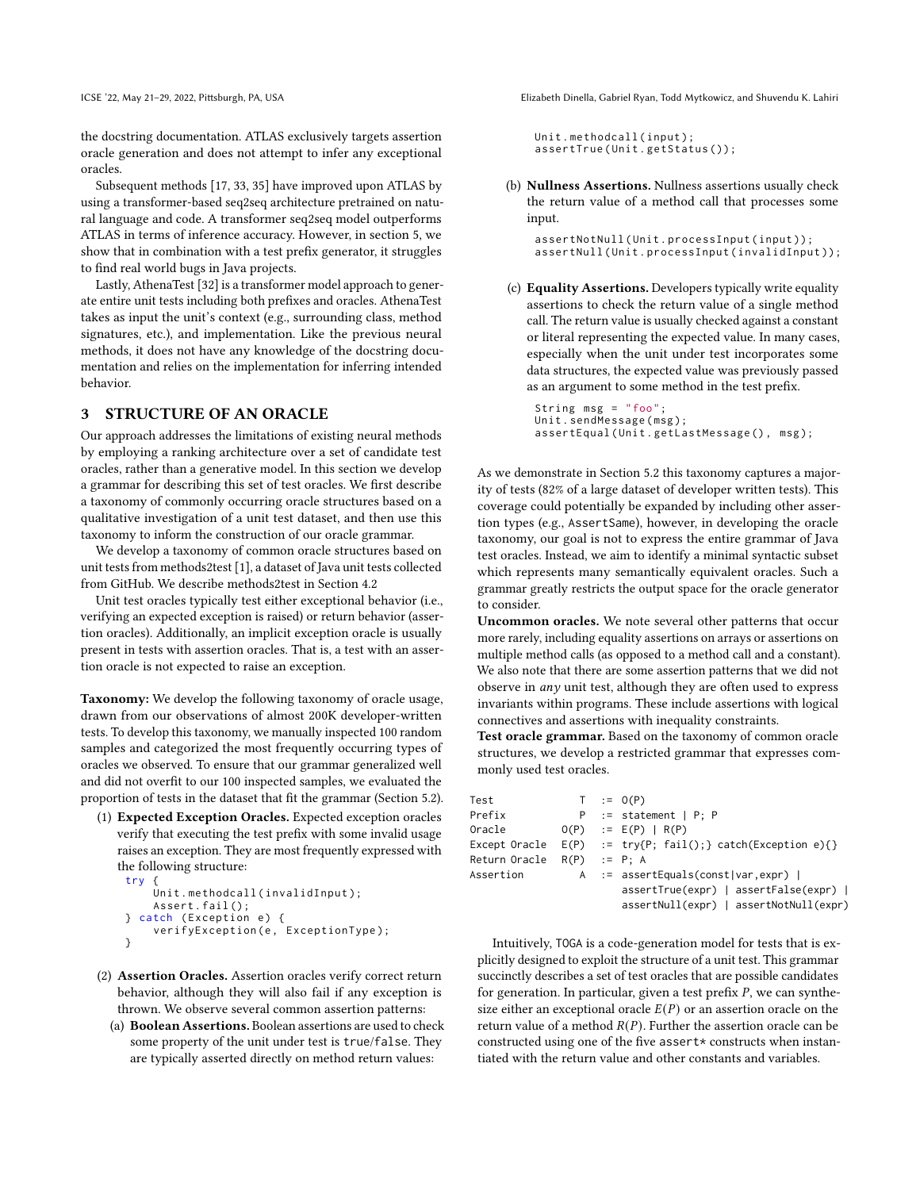the docstring documentation. ATLAS exclusively targets assertion oracle generation and does not attempt to infer any exceptional oracles.

Subsequent methods [17, 33, 35] have improved upon ATLAS by using a transformer-based seq2seq architecture pretrained on natural language and code. A transformer seq2seq model outperforms ATLAS in terms of inference accuracy. However, in section 5, we show that in combination with a test prefix generator, it struggles to find real world bugs in Java projects.

Lastly, AthenaTest [32] is a transformer model approach to generate entire unit tests including both prefixes and oracles. AthenaTest takes as input the unit's context (e.g., surrounding class, method signatures, etc.), and implementation. Like the previous neural methods, it does not have any knowledge of the docstring documentation and relies on the implementation for inferring intended behavior.

## 3 STRUCTURE OF AN ORACLE

Our approach addresses the limitations of existing neural methods by employing a ranking architecture over a set of candidate test oracles, rather than a generative model. In this section we develop a grammar for describing this set of test oracles. We first describe a taxonomy of commonly occurring oracle structures based on a qualitative investigation of a unit test dataset, and then use this taxonomy to inform the construction of our oracle grammar.

We develop a taxonomy of common oracle structures based on unit tests from methods2test [1], a dataset of Java unit tests collected from GitHub. We describe methods2test in Section 4.2

Unit test oracles typically test either exceptional behavior (i.e., verifying an expected exception is raised) or return behavior (assertion oracles). Additionally, an implicit exception oracle is usually present in tests with assertion oracles. That is, a test with an assertion oracle is not expected to raise an exception.

**Taxonomy:** We develop the following taxonomy of oracle usage, drawn from our observations of almost 200K developer-written tests. To develop this taxonomy, we manually inspected 100 random samples and categorized the most frequently occurring types of oracles we observed. To ensure that our grammar generalized well and did not overfit to our 100 inspected samples, we evaluated the proportion of tests in the dataset that fit the grammar (Section 5.2).

(1) **Expected Exception Oracles.** Expected exception oracles verify that executing the test prefix with some invalid usage raises an exception. They are most frequently expressed with the following structure:

```
try {
    Unit.methodcall(invalidInput);
    Assert.fail();
} catch (Exception e) {
    verifyException(e, ExceptionType);
}
```

(2) **Assertion Oracles.** Assertion oracles verify correct return behavior, although they will also fail if any exception is thrown. We observe several common assertion patterns:

(a) **Boolean Assertions.** Boolean assertions are used to check some property of the unit under test is true/false. They are typically asserted directly on method return values:

```
Unit.methodcall(input);
assertTrue(Unit.getStatus());
```

(b) **Nullness Assertions.** Nullness assertions usually check the return value of a method call that processes some input.

```
assertNotNull(Unit.processInput(input));
assertNull(Unit.processInput(invalidInput));
```

(c) **Equality Assertions.** Developers typically write equality assertions to check the return value of a single method call. The return value is usually checked against a constant or literal representing the expected value. In many cases, especially when the unit under test incorporates some data structures, the expected value was previously passed as an argument to some method in the test prefix.

```
String msg = "foo";
Unit.sendMessage(msg);
assertEqual(Unit.getLastMessage(), msg);
```

As we demonstrate in Section 5.2 this taxonomy captures a majority of tests (82% of a large dataset of developer written tests). This coverage could potentially be expanded by including other assertion types (e.g., AssertSame), however, in developing the oracle taxonomy, our goal is not to express the entire grammar of Java test oracles. Instead, we aim to identify a minimal syntactic subset which represents many semantically equivalent oracles. Such a grammar greatly restricts the output space for the oracle generator to consider.

**Uncommon oracles.** We note several other patterns that occur more rarely, including equality assertions on arrays or assertions on multiple method calls (as opposed to a method call and a constant). We also note that there are some assertion patterns that we did not observe in *any* unit test, although they are often used to express invariants within programs. These include assertions with logical connectives and assertions with inequality constraints.

**Test oracle grammar.** Based on the taxonomy of common oracle structures, we develop a restricted grammar that expresses commonly used test oracles.

```
Test           T    := O(P)
Prefix         P    := statement | P; P
Oracle         O(P) := E(P) | R(P)
Except Oracle  E(P) := try{P; fail();} catch(Exception e){}
Return Oracle  R(P) := P; A
Assertion      A    := assertEquals(const|var,expr) |
                       assertTrue(expr) | assertFalse(expr) |
                       assertNull(expr) | assertNotNull(expr)
```

Intuitively, TOGA is a code-generation model for tests that is explicitly designed to exploit the structure of a unit test. This grammar succinctly describes a set of test oracles that are possible candidates for generation. In particular, given a test prefix $P$, we can synthesize either an exceptional oracle $E(P)$ or an assertion oracle on the return value of a method $R(P)$. Further the assertion oracle can be constructed using one of the five assert* constructs when instantiated with the return value and other constants and variables.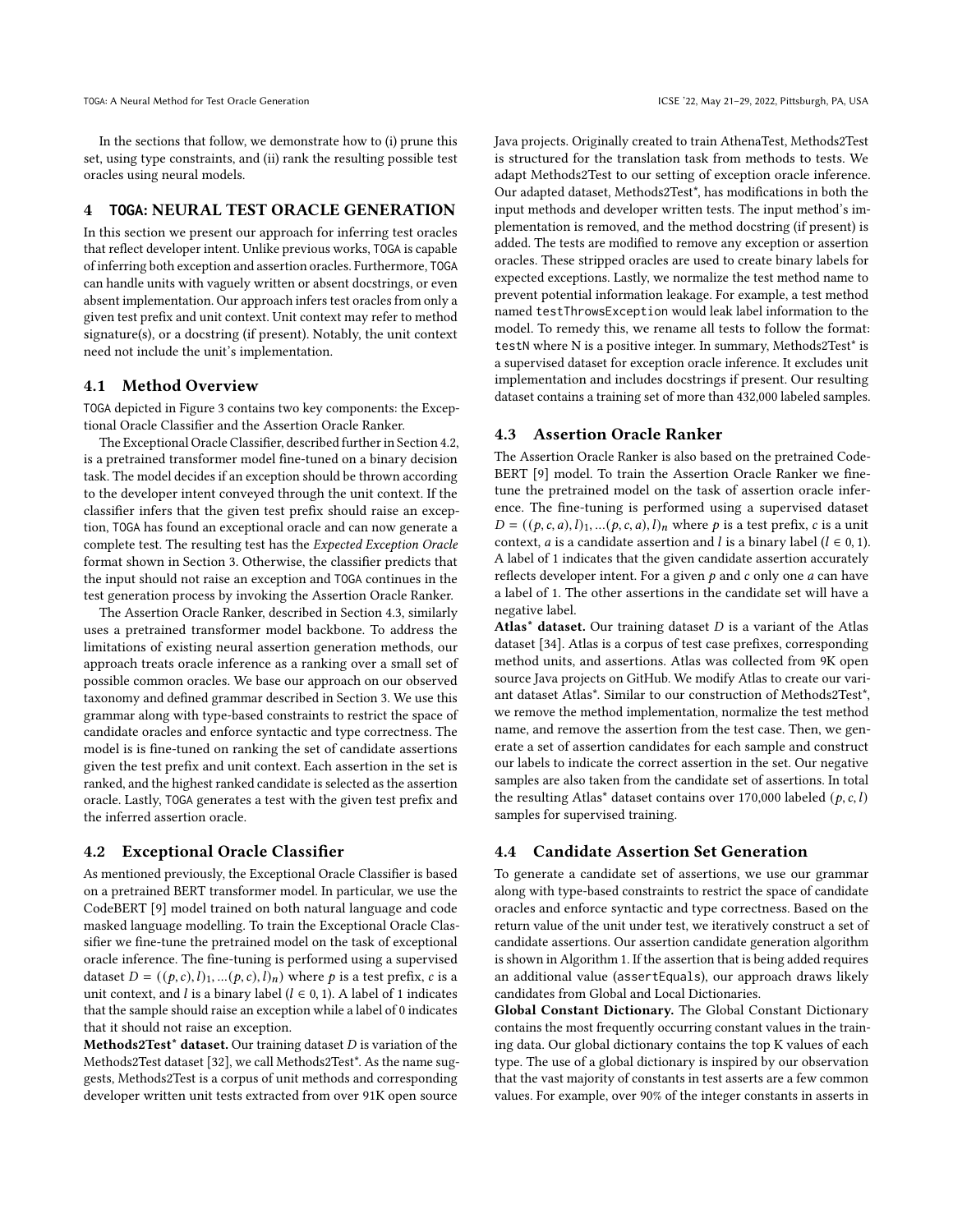In the sections that follow, we demonstrate how to (i) prune this set, using type constraints, and (ii) rank the resulting possible test oracles using neural models.

# 4 TOGA: NEURAL TEST ORACLE GENERATION

In this section we present our approach for inferring test oracles that reflect developer intent. Unlike previous works, TOGA is capable of inferring both exception and assertion oracles. Furthermore, TOGA can handle units with vaguely written or absent docstrings, or even absent implementation. Our approach infers test oracles from only a given test prefix and unit context. Unit context may refer to method signature(s), or a docstring (if present). Notably, the unit context need not include the unit's implementation.

## 4.1 Method Overview

TOGA depicted in Figure 3 contains two key components: the Exceptional Oracle Classifier and the Assertion Oracle Ranker.

The Exceptional Oracle Classifier, described further in Section 4.2, is a pretrained transformer model fine-tuned on a binary decision task. The model decides if an exception should be thrown according to the developer intent conveyed through the unit context. If the classifier infers that the given test prefix should raise an exception, TOGA has found an exceptional oracle and can now generate a complete test. The resulting test has the *Expected Exception Oracle* format shown in Section 3. Otherwise, the classifier predicts that the input should not raise an exception and TOGA continues in the test generation process by invoking the Assertion Oracle Ranker.

The Assertion Oracle Ranker, described in Section 4.3, similarly uses a pretrained transformer model backbone. To address the limitations of existing neural assertion generation methods, our approach treats oracle inference as a ranking over a small set of possible common oracles. We base our approach on our observed taxonomy and defined grammar described in Section 3. We use this grammar along with type-based constraints to restrict the space of candidate oracles and enforce syntactic and type correctness. The model is is fine-tuned on ranking the set of candidate assertions given the test prefix and unit context. Each assertion in the set is ranked, and the highest ranked candidate is selected as the assertion oracle. Lastly, TOGA generates a test with the given test prefix and the inferred assertion oracle.

## 4.2 Exceptional Oracle Classifier

As mentioned previously, the Exceptional Oracle Classifier is based on a pretrained BERT transformer model. In particular, we use the CodeBERT [9] model trained on both natural language and code masked language modelling. To train the Exceptional Oracle Classifier we fine-tune the pretrained model on the task of exceptional oracle inference. The fine-tuning is performed using a supervised dataset $D = ((p, c), l)_1, ...(p, c), l)_n)$ where $p$ is a test prefix, $c$ is a unit context, and $l$ is a binary label ($l \in 0, 1$). A label of 1 indicates that the sample should raise an exception while a label of 0 indicates that it should not raise an exception.

**Methods2Test\* dataset.** Our training dataset $D$ is variation of the Methods2Test dataset [32], we call Methods2Test\*. As the name suggests, Methods2Test is a corpus of unit methods and corresponding developer written unit tests extracted from over 91K open source Java projects. Originally created to train AthenaTest, Methods2Test is structured for the translation task from methods to tests. We adapt Methods2Test to our setting of exception oracle inference. Our adapted dataset, Methods2Test\*, has modifications in both the input methods and developer written tests. The input method's implementation is removed, and the method docstring (if present) is added. The tests are modified to remove any exception or assertion oracles. These stripped oracles are used to create binary labels for expected exceptions. Lastly, we normalize the test method name to prevent potential information leakage. For example, a test method named `testThrowsException` would leak label information to the model. To remedy this, we rename all tests to follow the format: `testN` where N is a positive integer. In summary, Methods2Test\* is a supervised dataset for exception oracle inference. It excludes unit implementation and includes docstrings if present. Our resulting dataset contains a training set of more than 432,000 labeled samples.

## 4.3 Assertion Oracle Ranker

The Assertion Oracle Ranker is also based on the pretrained CodeBERT [9] model. To train the Assertion Oracle Ranker we fine-tune the pretrained model on the task of assertion oracle inference. The fine-tuning is performed using a supervised dataset $D = ((p, c, a), l)_1, ...(p, c, a), l)_n$ where $p$ is a test prefix, $c$ is a unit context, $a$ is a candidate assertion and $l$ is a binary label ($l \in 0, 1$). A label of 1 indicates that the given candidate assertion accurately reflects developer intent. For a given $p$ and $c$ only one $a$ can have a label of 1. The other assertions in the candidate set will have a negative label.

**Atlas\* dataset.** Our training dataset $D$ is a variant of the Atlas dataset [34]. Atlas is a corpus of test case prefixes, corresponding method units, and assertions. Atlas was collected from 9K open source Java projects on GitHub. We modify Atlas to create our variant dataset Atlas\*. Similar to our construction of Methods2Test\*, we remove the method implementation, normalize the test method name, and remove the assertion from the test case. Then, we generate a set of assertion candidates for each sample and construct our labels to indicate the correct assertion in the set. Our negative samples are also taken from the candidate set of assertions. In total the resulting Atlas\* dataset contains over 170,000 labeled $(p, c, l)$ samples for supervised training.

## 4.4 Candidate Assertion Set Generation

To generate a candidate set of assertions, we use our grammar along with type-based constraints to restrict the space of candidate oracles and enforce syntactic and type correctness. Based on the return value of the unit under test, we iteratively construct a set of candidate assertions. Our assertion candidate generation algorithm is shown in Algorithm 1. If the assertion that is being added requires an additional value (`assertEquals`), our approach draws likely candidates from Global and Local Dictionaries.

**Global Constant Dictionary.** The Global Constant Dictionary contains the most frequently occurring constant values in the training data. Our global dictionary contains the top K values of each type. The use of a global dictionary is inspired by our observation that the vast majority of constants in test asserts are a few common values. For example, over 90% of the integer constants in asserts in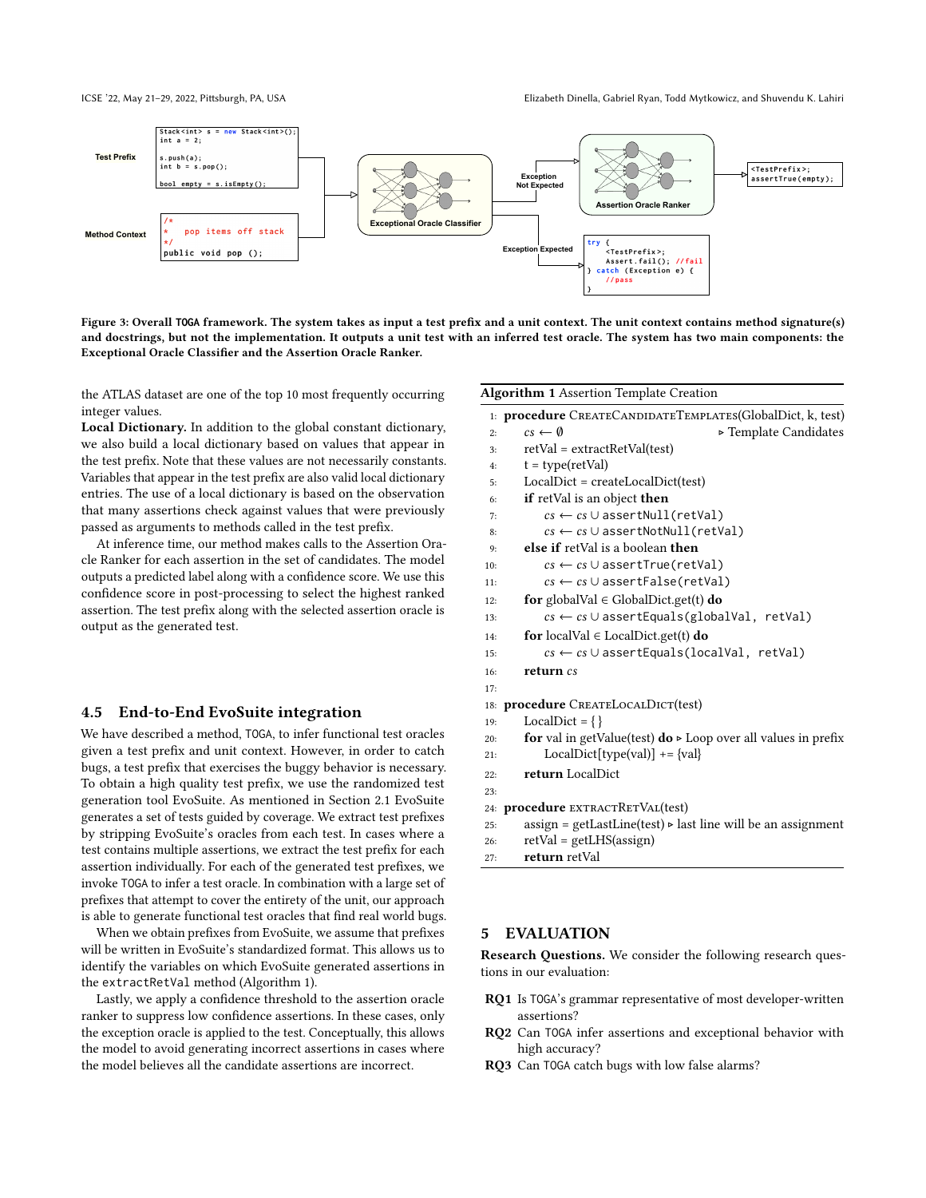Figure 3: Overall TOGA framework. The system takes as input a test prefix and a unit context. The unit context contains method signature(s) and docstrings, but not the implementation. It outputs a unit test with an inferred test oracle. The system has two main components: the Exceptional Oracle Classifier and the Assertion Oracle Ranker.

the ATLAS dataset are one of the top 10 most frequently occurring integer values.

**Local Dictionary.** In addition to the global constant dictionary, we also build a local dictionary based on values that appear in the test prefix. Note that these values are not necessarily constants. Variables that appear in the test prefix are also valid local dictionary entries. The use of a local dictionary is based on the observation that many assertions check against values that were previously passed as arguments to methods called in the test prefix.

At inference time, our method makes calls to the Assertion Oracle Ranker for each assertion in the set of candidates. The model outputs a predicted label along with a confidence score. We use this confidence score in post-processing to select the highest ranked assertion. The test prefix along with the selected assertion oracle is output as the generated test.

### 4.5 End-to-End EvoSuite integration

We have described a method, TOGA, to infer functional test oracles given a test prefix and unit context. However, in order to catch bugs, a test prefix that exercises the buggy behavior is necessary. To obtain a high quality test prefix, we use the randomized test generation tool EvoSuite. As mentioned in Section 2.1 EvoSuite generates a set of tests guided by coverage. We extract test prefixes by stripping EvoSuite's oracles from each test. If a test contains multiple assertions, we extract the test prefix for each assertion individually. For each of the generated test prefixes, we invoke TOGA to infer a test oracle. In combination with a large set of prefixes that attempt to cover the entirety of the unit, our approach is able to generate functional test oracles that find real world bugs.

When we obtain prefixes from EvoSuite, we assume that prefixes will be written in EvoSuite's standardized format. This allows us to identify the variables on which EvoSuite generated assertions in the `extractRetVal` method (Algorithm 1).

Lastly, we apply a confidence threshold to the assertion oracle ranker to suppress low confidence assertions. In these cases, only the exception oracle is applied to the test. Conceptually, this allows the model to avoid generating incorrect assertions in cases where the model believes all the candidate assertions are incorrect.

**Algorithm 1** Assertion Template Creation

```
1:  procedure CreateCandidateTemplates(GlobalDict, k, test)
2:      cs ← ∅                                   ▷ Template Candidates
3:      retVal = extractRetVal(test)
4:      t = type(retVal)
5:      LocalDict = createLocalDict(test)
6:      if retVal is an object then
7:          cs ← cs ∪ assertNull(retVal)
8:          cs ← cs ∪ assertNotNull(retVal)
9:      else if retVal is a boolean then
10:         cs ← cs ∪ assertTrue(retVal)
11:         cs ← cs ∪ assertFalse(retVal)
12:     for globalVal ∈ GlobalDict.get(t) do
13:         cs ← cs ∪ assertEquals(globalVal, retVal)
14:     for localVal ∈ LocalDict.get(t) do
15:         cs ← cs ∪ assertEquals(localVal, retVal)
16:     return cs
17:
18: procedure CreateLocalDict(test)
19:     LocalDict = { }
20:     for val in getValue(test) do ▷ Loop over all values in prefix
21:         LocalDict[type(val)] += {val}
22:     return LocalDict
23:
24: procedure extractRetVal(test)
25:     assign = getLastLine(test) ▷ last line will be an assignment
26:     retVal = getLHS(assign)
27:     return retVal
```

## 5 EVALUATION

**Research Questions.** We consider the following research questions in our evaluation:

- **RQ1** Is TOGA's grammar representative of most developer-written assertions?
- **RQ2** Can TOGA infer assertions and exceptional behavior with high accuracy?
- **RQ3** Can TOGA catch bugs with low false alarms?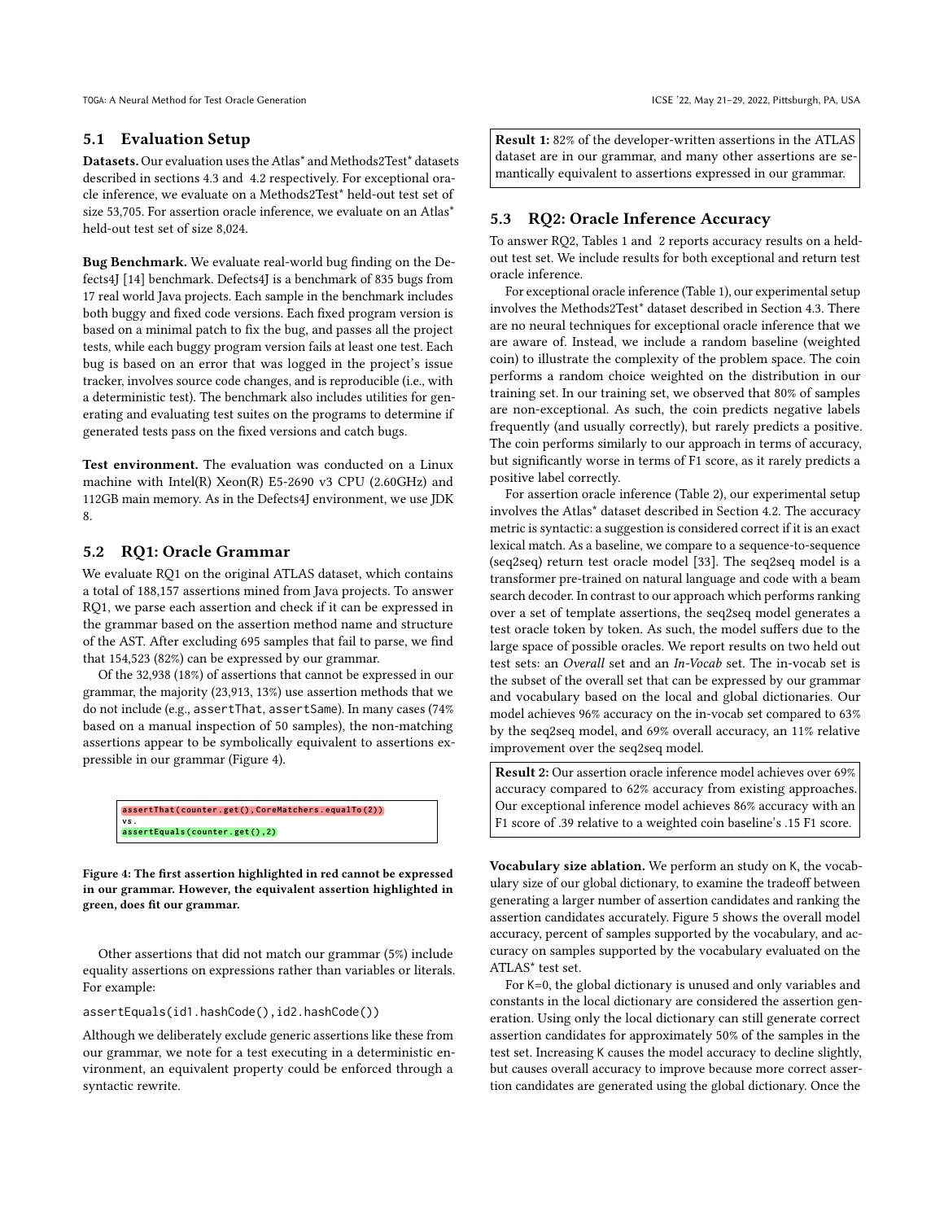## 5.1 Evaluation Setup

**Datasets.** Our evaluation uses the Atlas* and Methods2Test* datasets described in sections 4.3 and 4.2 respectively. For exceptional oracle inference, we evaluate on a Methods2Test* held-out test set of size 53,705. For assertion oracle inference, we evaluate on an Atlas* held-out test set of size 8,024.

**Bug Benchmark.** We evaluate real-world bug finding on the Defects4J [14] benchmark. Defects4J is a benchmark of 835 bugs from 17 real world Java projects. Each sample in the benchmark includes both buggy and fixed code versions. Each fixed program version is based on a minimal patch to fix the bug, and passes all the project tests, while each buggy program version fails at least one test. Each bug is based on an error that was logged in the project's issue tracker, involves source code changes, and is reproducible (i.e., with a deterministic test). The benchmark also includes utilities for generating and evaluating test suites on the programs to determine if generated tests pass on the fixed versions and catch bugs.

**Test environment.** The evaluation was conducted on a Linux machine with Intel(R) Xeon(R) E5-2690 v3 CPU (2.60GHz) and 112GB main memory. As in the Defects4J environment, we use JDK 8.

## 5.2 RQ1: Oracle Grammar

We evaluate RQ1 on the original ATLAS dataset, which contains a total of 188,157 assertions mined from Java projects. To answer RQ1, we parse each assertion and check if it can be expressed in the grammar based on the assertion method name and structure of the AST. After excluding 695 samples that fail to parse, we find that 154,523 (82%) can be expressed by our grammar.

Of the 32,938 (18%) of assertions that cannot be expressed in our grammar, the majority (23,913, 13%) use assertion methods that we do not include (e.g., `assertThat`, `assertSame`). In many cases (74% based on a manual inspection of 50 samples), the non-matching assertions appear to be symbolically equivalent to assertions expressible in our grammar (Figure 4).

```
assertThat(counter.get(),CoreMatchers.equalTo(2))
vs.
assertEquals(counter.get(),2)
```

**Figure 4: The first assertion highlighted in red cannot be expressed in our grammar. However, the equivalent assertion highlighted in green, does fit our grammar.**

Other assertions that did not match our grammar (5%) include equality assertions on expressions rather than variables or literals. For example:

```
assertEquals(id1.hashCode(),id2.hashCode())
```

Although we deliberately exclude generic assertions like these from our grammar, we note for a test executing in a deterministic environment, an equivalent property could be enforced through a syntactic rewrite.

> **Result 1:** 82% of the developer-written assertions in the ATLAS dataset are in our grammar, and many other assertions are semantically equivalent to assertions expressed in our grammar.

## 5.3 RQ2: Oracle Inference Accuracy

To answer RQ2, Tables 1 and 2 reports accuracy results on a held-out test set. We include results for both exceptional and return test oracle inference.

For exceptional oracle inference (Table 1), our experimental setup involves the Methods2Test* dataset described in Section 4.3. There are no neural techniques for exceptional oracle inference that we are aware of. Instead, we include a random baseline (weighted coin) to illustrate the complexity of the problem space. The coin performs a random choice weighted on the distribution in our training set. In our training set, we observed that 80% of samples are non-exceptional. As such, the coin predicts negative labels frequently (and usually correctly), but rarely predicts a positive. The coin performs similarly to our approach in terms of accuracy, but significantly worse in terms of F1 score, as it rarely predicts a positive label correctly.

For assertion oracle inference (Table 2), our experimental setup involves the Atlas* dataset described in Section 4.2. The accuracy metric is syntactic: a suggestion is considered correct if it is an exact lexical match. As a baseline, we compare to a sequence-to-sequence (seq2seq) return test oracle model [33]. The seq2seq model is a transformer pre-trained on natural language and code with a beam search decoder. In contrast to our approach which performs ranking over a set of template assertions, the seq2seq model generates a test oracle token by token. As such, the model suffers due to the large space of possible oracles. We report results on two held out test sets: an *Overall* set and an *In-Vocab* set. The in-vocab set is the subset of the overall set that can be expressed by our grammar and vocabulary based on the local and global dictionaries. Our model achieves 96% accuracy on the in-vocab set compared to 63% by the seq2seq model, and 69% overall accuracy, an 11% relative improvement over the seq2seq model.

> **Result 2:** Our assertion oracle inference model achieves over 69% accuracy compared to 62% accuracy from existing approaches. Our exceptional inference model achieves 86% accuracy with an F1 score of .39 relative to a weighted coin baseline's .15 F1 score.

**Vocabulary size ablation.** We perform an study on K, the vocabulary size of our global dictionary, to examine the tradeoff between generating a larger number of assertion candidates and ranking the assertion candidates accurately. Figure 5 shows the overall model accuracy, percent of samples supported by the vocabulary, and accuracy on samples supported by the vocabulary evaluated on the ATLAS* test set.

For K=0, the global dictionary is unused and only variables and constants in the local dictionary are considered the assertion generation. Using only the local dictionary can still generate correct assertion candidates for approximately 50% of the samples in the test set. Increasing K causes the model accuracy to decline slightly, but causes overall accuracy to improve because more correct assertion candidates are generated using the global dictionary. Once the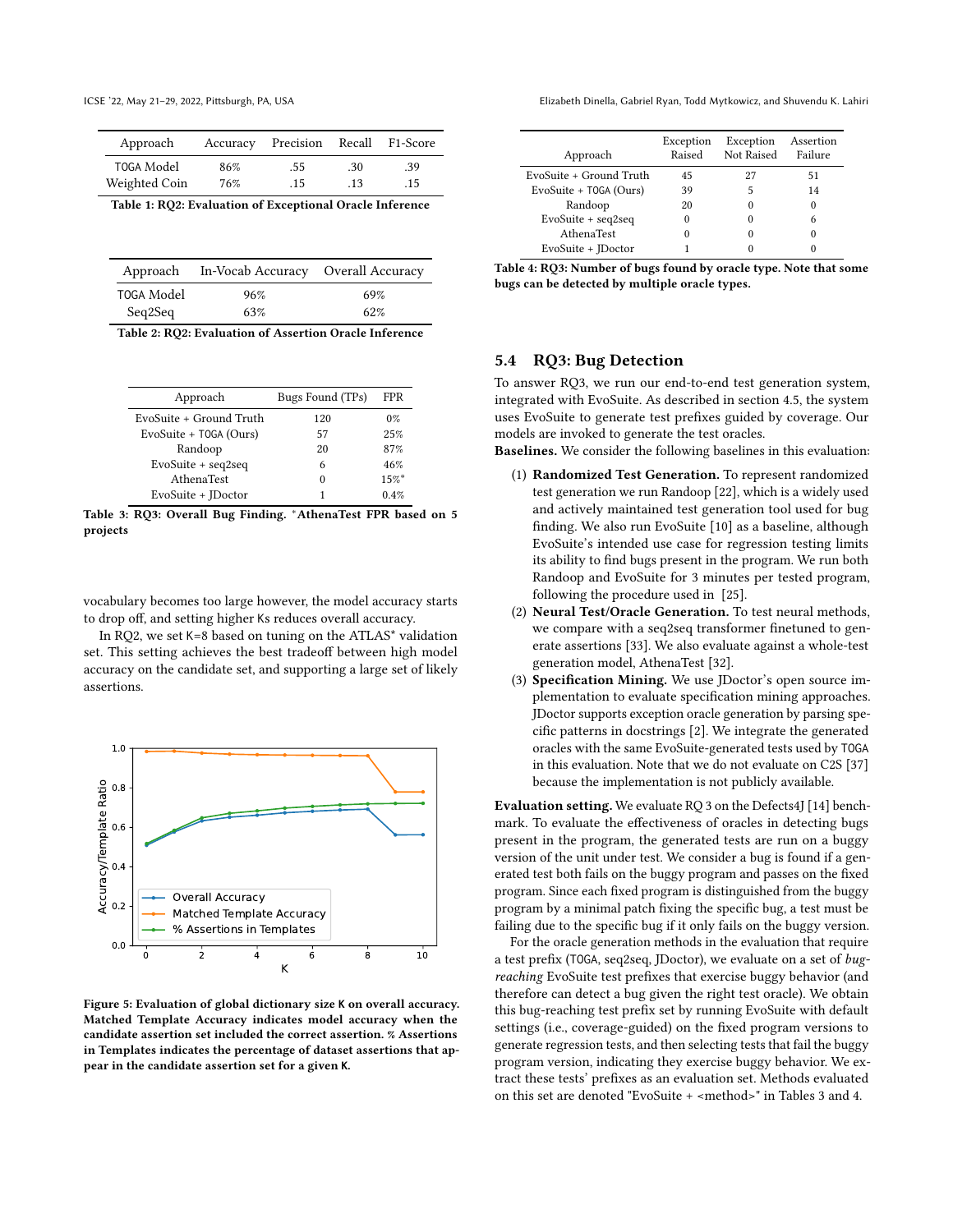| Approach | Accuracy | Precision | Recall | F1-Score |
|---|---|---|---|---|
| TOGA Model | 86% | .55 | .30 | .39 |
| Weighted Coin | 76% | .15 | .13 | .15 |

**Table 1: RQ2: Evaluation of Exceptional Oracle Inference**

| Approach | In-Vocab Accuracy | Overall Accuracy |
|---|---|---|
| TOGA Model | 96% | 69% |
| Seq2Seq | 63% | 62% |

**Table 2: RQ2: Evaluation of Assertion Oracle Inference**

| Approach | Bugs Found (TPs) | FPR |
|---|---|---|
| EvoSuite + Ground Truth | 120 | 0% |
| EvoSuite + TOGA (Ours) | 57 | 25% |
| Randoop | 20 | 87% |
| EvoSuite + seq2seq | 6 | 46% |
| AthenaTest | 0 | 15%* |
| EvoSuite + JDoctor | 1 | 0.4% |

**Table 3: RQ3: Overall Bug Finding. *AthenaTest FPR based on 5 projects**

vocabulary becomes too large however, the model accuracy starts to drop off, and setting higher Ks reduces overall accuracy.

In RQ2, we set K=8 based on tuning on the ATLAS* validation set. This setting achieves the best tradeoff between high model accuracy on the candidate set, and supporting a large set of likely assertions.

**Figure 5: Evaluation of global dictionary size K on overall accuracy. Matched Template Accuracy indicates model accuracy when the candidate assertion set included the correct assertion. % Assertions in Templates indicates the percentage of dataset assertions that appear in the candidate assertion set for a given K.**

| Approach | Exception Raised | Exception Not Raised | Assertion Failure |
|---|---|---|---|
| EvoSuite + Ground Truth | 45 | 27 | 51 |
| EvoSuite + TOGA (Ours) | 39 | 5 | 14 |
| Randoop | 20 | 0 | 0 |
| EvoSuite + seq2seq | 0 | 0 | 6 |
| AthenaTest | 0 | 0 | 0 |
| EvoSuite + JDoctor | 1 | 0 | 0 |

**Table 4: RQ3: Number of bugs found by oracle type. Note that some bugs can be detected by multiple oracle types.**

## 5.4 RQ3: Bug Detection

To answer RQ3, we run our end-to-end test generation system, integrated with EvoSuite. As described in section 4.5, the system uses EvoSuite to generate test prefixes guided by coverage. Our models are invoked to generate the test oracles.

**Baselines.** We consider the following baselines in this evaluation:

1. **Randomized Test Generation.** To represent randomized test generation we run Randoop [22], which is a widely used and actively maintained test generation tool used for bug finding. We also run EvoSuite [10] as a baseline, although EvoSuite's intended use case for regression testing limits its ability to find bugs present in the program. We run both Randoop and EvoSuite for 3 minutes per tested program, following the procedure used in [25].
2. **Neural Test/Oracle Generation.** To test neural methods, we compare with a seq2seq transformer finetuned to generate assertions [33]. We also evaluate against a whole-test generation model, AthenaTest [32].
3. **Specification Mining.** We use JDoctor's open source implementation to evaluate specification mining approaches. JDoctor supports exception oracle generation by parsing specific patterns in docstrings [2]. We integrate the generated oracles with the same EvoSuite-generated tests used by TOGA in this evaluation. Note that we do not evaluate on C2S [37] because the implementation is not publicly available.

**Evaluation setting.** We evaluate RQ 3 on the Defects4J [14] benchmark. To evaluate the effectiveness of oracles in detecting bugs present in the program, the generated tests are run on a buggy version of the unit under test. We consider a bug is found if a generated test both fails on the buggy program and passes on the fixed program. Since each fixed program is distinguished from the buggy program by a minimal patch fixing the specific bug, a test must be failing due to the specific bug if it only fails on the buggy version.

For the oracle generation methods in the evaluation that require a test prefix (TOGA, seq2seq, JDoctor), we evaluate on a set of *bug-reaching* EvoSuite test prefixes that exercise buggy behavior (and therefore can detect a bug given the right test oracle). We obtain this bug-reaching test prefix set by running EvoSuite with default settings (i.e., coverage-guided) on the fixed program versions to generate regression tests, and then selecting tests that fail the buggy program version, indicating they exercise buggy behavior. We extract these tests' prefixes as an evaluation set. Methods evaluated on this set are denoted "EvoSuite + <method>" in Tables 3 and 4.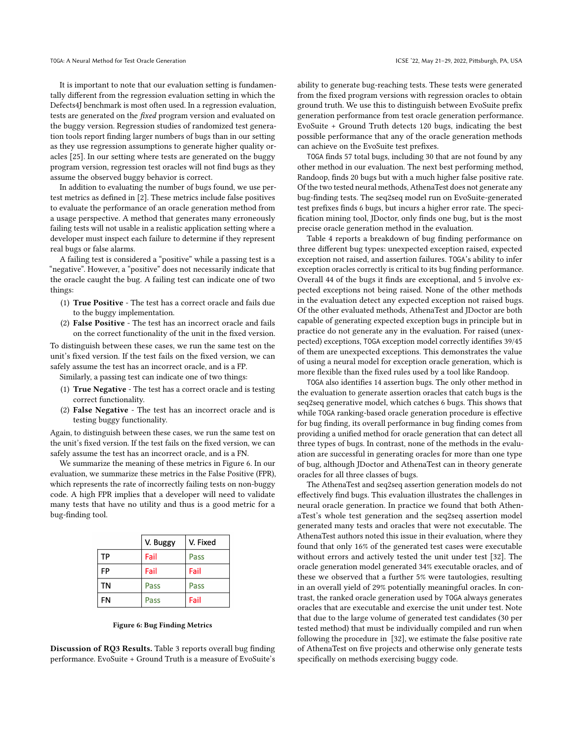It is important to note that our evaluation setting is fundamentally different from the regression evaluation setting in which the Defects4J benchmark is most often used. In a regression evaluation, tests are generated on the *fixed* program version and evaluated on the buggy version. Regression studies of randomized test generation tools report finding larger numbers of bugs than in our setting as they use regression assumptions to generate higher quality oracles [25]. In our setting where tests are generated on the buggy program version, regression test oracles will not find bugs as they assume the observed buggy behavior is correct.

In addition to evaluating the number of bugs found, we use per-test metrics as defined in [2]. These metrics include false positives to evaluate the performance of an oracle generation method from a usage perspective. A method that generates many erroneously failing tests will not usable in a realistic application setting where a developer must inspect each failure to determine if they represent real bugs or false alarms.

A failing test is considered a "positive" while a passing test is a "negative". However, a "positive" does not necessarily indicate that the oracle caught the bug. A failing test can indicate one of two things:

1. **True Positive** - The test has a correct oracle and fails due to the buggy implementation.
2. **False Positive** - The test has an incorrect oracle and fails on the correct functionality of the unit in the fixed version.

To distinguish between these cases, we run the same test on the unit's fixed version. If the test fails on the fixed version, we can safely assume the test has an incorrect oracle, and is a FP.

Similarly, a passing test can indicate one of two things:

1. **True Negative** - The test has a correct oracle and is testing correct functionality.
2. **False Negative** - The test has an incorrect oracle and is testing buggy functionality.

Again, to distinguish between these cases, we run the same test on the unit's fixed version. If the test fails on the fixed version, we can safely assume the test has an incorrect oracle, and is a FN.

We summarize the meaning of these metrics in Figure 6. In our evaluation, we summarize these metrics in the False Positive (FPR), which represents the rate of incorrectly failing tests on non-buggy code. A high FPR implies that a developer will need to validate many tests that have no utility and thus is a good metric for a bug-finding tool.

| | V. Buggy | V. Fixed |
|---|---|---|
| TP | Fail | Pass |
| FP | Fail | Fail |
| TN | Pass | Pass |
| FN | Pass | Fail |

**Figure 6: Bug Finding Metrics**

**Discussion of RQ3 Results.** Table 3 reports overall bug finding performance. EvoSuite + Ground Truth is a measure of EvoSuite's ability to generate bug-reaching tests. These tests were generated from the fixed program versions with regression oracles to obtain ground truth. We use this to distinguish between EvoSuite prefix generation performance from test oracle generation performance. EvoSuite + Ground Truth detects 120 bugs, indicating the best possible performance that any of the oracle generation methods can achieve on the EvoSuite test prefixes.

TOGA finds 57 total bugs, including 30 that are not found by any other method in our evaluation. The next best performing method, Randoop, finds 20 bugs but with a much higher false positive rate. Of the two tested neural methods, AthenaTest does not generate any bug-finding tests. The seq2seq model run on EvoSuite-generated test prefixes finds 6 bugs, but incurs a higher error rate. The specification mining tool, JDoctor, only finds one bug, but is the most precise oracle generation method in the evaluation.

Table 4 reports a breakdown of bug finding performance on three different bug types: unexpected exception raised, expected exception not raised, and assertion failures. TOGA's ability to infer exception oracles correctly is critical to its bug finding performance. Overall 44 of the bugs it finds are exceptional, and 5 involve expected exceptions not being raised. None of the other methods in the evaluation detect any expected exception not raised bugs. Of the other evaluated methods, AthenaTest and JDoctor are both capable of generating expected exception bugs in principle but in practice do not generate any in the evaluation. For raised (unexpected) exceptions, TOGA exception model correctly identifies 39/45 of them are unexpected exceptions. This demonstrates the value of using a neural model for exception oracle generation, which is more flexible than the fixed rules used by a tool like Randoop.

TOGA also identifies 14 assertion bugs. The only other method in the evaluation to generate assertion oracles that catch bugs is the seq2seq generative model, which catches 6 bugs. This shows that while TOGA ranking-based oracle generation procedure is effective for bug finding, its overall performance in bug finding comes from providing a unified method for oracle generation that can detect all three types of bugs. In contrast, none of the methods in the evaluation are successful in generating oracles for more than one type of bug, although JDoctor and AthenaTest can in theory generate oracles for all three classes of bugs.

The AthenaTest and seq2seq assertion generation models do not effectively find bugs. This evaluation illustrates the challenges in neural oracle generation. In practice we found that both AthenaTest's whole test generation and the seq2seq assertion model generated many tests and oracles that were not executable. The AthenaTest authors noted this issue in their evaluation, where they found that only 16% of the generated test cases were executable without errors and actively tested the unit under test [32]. The oracle generation model generated 34% executable oracles, and of these we observed that a further 5% were tautologies, resulting in an overall yield of 29% potentially meaningful oracles. In contrast, the ranked oracle generation used by TOGA always generates oracles that are executable and exercise the unit under test. Note that due to the large volume of generated test candidates (30 per tested method) that must be individually compiled and run when following the procedure in [32], we estimate the false positive rate of AthenaTest on five projects and otherwise only generate tests specifically on methods exercising buggy code.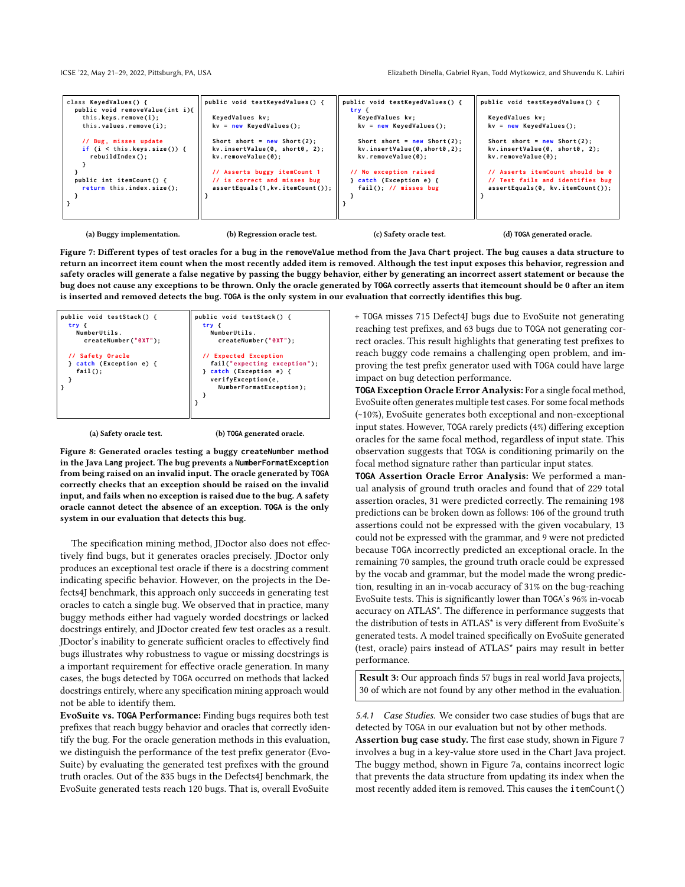```java
class KeyedValues() {
  public void removeValue(int i){
    this.keys.remove(i);
    this.values.remove(i);

    // Bug, misses update
    if (i < this.keys.size()) {
      rebuildIndex();
    }
  }
  public int itemCount() {
    return this.index.size();
  }
}
```

(a) Buggy implementation.

```java
public void testKeyedValues() {

  KeyedValues kv;
  kv = new KeyedValues();

  Short short = new Short(2);
  kv.insertValue(0, short0, 2);
  kv.removeValue(0);

  // Asserts buggy itemCount 1
  // is correct and misses bug
  assertEquals(1,kv.itemCount());
}
```

(b) Regression oracle test.

```java
public void testKeyedValues() {
  try {
    KeyedValues kv;
    kv = new KeyedValues();

    Short short = new Short(2);
    kv.insertValue(0,short0,2);
    kv.removeValue(0);

  // No exception raised
  } catch (Exception e) {
    fail(); // misses bug
  }
}
```

(c) Safety oracle test.

```java
public void testKeyedValues() {

  KeyedValues kv;
  kv = new KeyedValues();

  Short short = new Short(2);
  kv.insertValue(0, short0, 2);
  kv.removeValue(0);

  // Asserts itemCount should be 0
  // Test fails and identifies bug
  assertEquals(0, kv.itemCount());
}
```

(d) **TOGA** generated oracle.

**Figure 7: Different types of test oracles for a bug in the `removeValue` method from the Java `Chart` project. The bug causes a data structure to return an incorrect item count when the most recently added item is removed. Although the test input exposes this behavior, regression and safety oracles will generate a false negative by passing the buggy behavior, either by generating an incorrect assert statement or because the bug does not cause any exceptions to be thrown. Only the oracle generated by TOGA correctly asserts that itemcount should be 0 after an item is inserted and removed detects the bug. TOGA is the only system in our evaluation that correctly identifies this bug.**

```java
public void testStack() {
  try {
    NumberUtils.
      createNumber("0XT");

  // Safety Oracle
  } catch (Exception e) {
    fail();
  }
}
```

(a) Safety oracle test.

```java
public void testStack() {
  try {
    NumberUtils.
      createNumber("0XT");

  // Expected Exception
    fail("expecting exception");
  } catch (Exception e) {
    verifyException(e,
      NumberFormatException);
  }
}
```

(b) **TOGA** generated oracle.

**Figure 8: Generated oracles testing a buggy `createNumber` method in the Java `Lang` project. The bug prevents a `NumberFormatException` from being raised on an invalid input. The oracle generated by TOGA correctly checks that an exception should be raised on the invalid input, and fails when no exception is raised due to the bug. A safety oracle cannot detect the absence of an exception. TOGA is the only system in our evaluation that detects this bug.**

The specification mining method, JDoctor also does not effectively find bugs, but it generates oracles precisely. JDoctor only produces an exceptional test oracle if there is a docstring comment indicating specific behavior. However, on the projects in the Defects4J benchmark, this approach only succeeds in generating test oracles to catch a single bug. We observed that in practice, many buggy methods either had vaguely worded docstrings or lacked docstrings entirely, and JDoctor created few test oracles as a result. JDoctor's inability to generate sufficient oracles to effectively find bugs illustrates why robustness to vague or missing docstrings is a important requirement for effective oracle generation. In many cases, the bugs detected by TOGA occurred on methods that lacked docstrings entirely, where any specification mining approach would not be able to identify them.

**EvoSuite vs. TOGA Performance:** Finding bugs requires both test prefixes that reach buggy behavior and oracles that correctly identify the bug. For the oracle generation methods in this evaluation, we distinguish the performance of the test prefix generator (EvoSuite) by evaluating the generated test prefixes with the ground truth oracles. Out of the 835 bugs in the Defects4J benchmark, the EvoSuite generated tests reach 120 bugs. That is, overall EvoSuite + TOGA misses 715 Defect4J bugs due to EvoSuite not generating reaching test prefixes, and 63 bugs due to TOGA not generating correct oracles. This result highlights that generating test prefixes to reach buggy code remains a challenging open problem, and improving the test prefix generator used with TOGA could have large impact on bug detection performance.

**TOGA Exception Oracle Error Analysis:** For a single focal method, EvoSuite often generates multiple test cases. For some focal methods (~10%), EvoSuite generates both exceptional and non-exceptional input states. However, TOGA rarely predicts (4%) differing exception oracles for the same focal method, regardless of input state. This observation suggests that TOGA is conditioning primarily on the focal method signature rather than particular input states.

**TOGA Assertion Oracle Error Analysis:** We performed a manual analysis of ground truth oracles and found that of 229 total assertion oracles, 31 were predicted correctly. The remaining 198 predictions can be broken down as follows: 106 of the ground truth assertions could not be expressed with the given vocabulary, 13 could not be expressed with the grammar, and 9 were not predicted because TOGA incorrectly predicted an exceptional oracle. In the remaining 70 samples, the ground truth oracle could be expressed by the vocab and grammar, but the model made the wrong prediction, resulting in an in-vocab accuracy of 31% on the bug-reaching EvoSuite tests. This is significantly lower than TOGA's 96% in-vocab accuracy on ATLAS*. The difference in performance suggests that the distribution of tests in ATLAS* is very different from EvoSuite's generated tests. A model trained specifically on EvoSuite generated (test, oracle) pairs instead of ATLAS* pairs may result in better performance.

> **Result 3:** Our approach finds 57 bugs in real world Java projects, 30 of which are not found by any other method in the evaluation.

#### 5.4.1 Case Studies.

We consider two case studies of bugs that are detected by TOGA in our evaluation but not by other methods.

**Assertion bug case study.** The first case study, shown in Figure 7 involves a bug in a key-value store used in the Chart Java project. The buggy method, shown in Figure 7a, contains incorrect logic that prevents the data structure from updating its index when the most recently added item is removed. This causes the `itemCount()`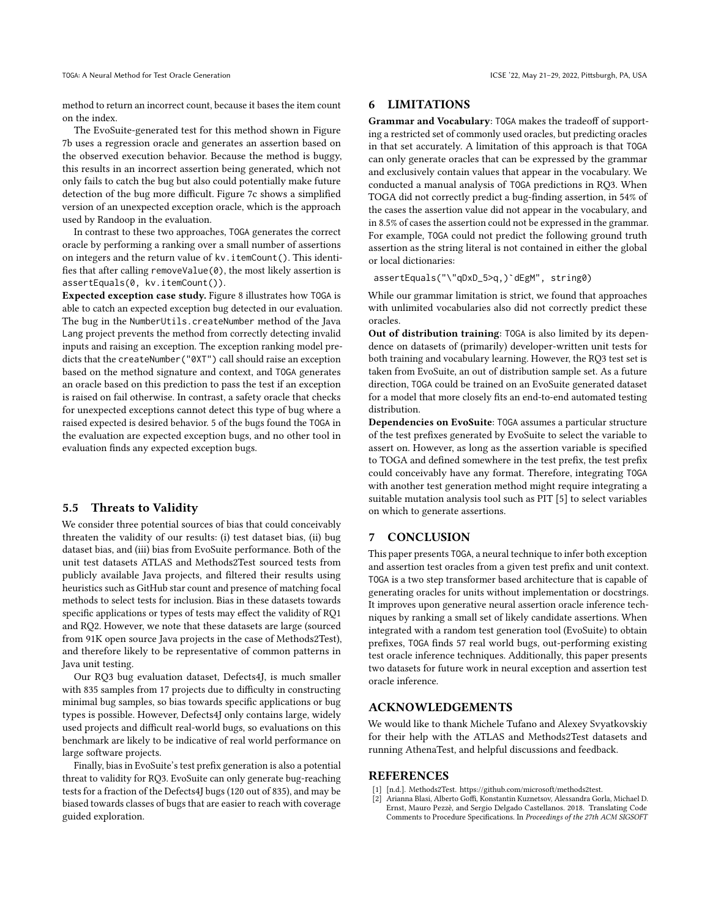method to return an incorrect count, because it bases the item count on the index.

The EvoSuite-generated test for this method shown in Figure 7b uses a regression oracle and generates an assertion based on the observed execution behavior. Because the method is buggy, this results in an incorrect assertion being generated, which not only fails to catch the bug but also could potentially make future detection of the bug more difficult. Figure 7c shows a simplified version of an unexpected exception oracle, which is the approach used by Randoop in the evaluation.

In contrast to these two approaches, TOGA generates the correct oracle by performing a ranking over a small number of assertions on integers and the return value of `kv.itemCount()`. This identifies that after calling `removeValue(0)`, the most likely assertion is `assertEquals(0, kv.itemCount())`.

**Expected exception case study.** Figure 8 illustrates how TOGA is able to catch an expected exception bug detected in our evaluation. The bug in the `NumberUtils.createNumber` method of the Java Lang project prevents the method from correctly detecting invalid inputs and raising an exception. The exception ranking model predicts that the `createNumber("0XT")` call should raise an exception based on the method signature and context, and TOGA generates an oracle based on this prediction to pass the test if an exception is raised on fail otherwise. In contrast, a safety oracle that checks for unexpected exceptions cannot detect this type of bug where a raised expected is desired behavior. 5 of the bugs found the TOGA in the evaluation are expected exception bugs, and no other tool in evaluation finds any expected exception bugs.

### 5.5 Threats to Validity

We consider three potential sources of bias that could conceivably threaten the validity of our results: (i) test dataset bias, (ii) bug dataset bias, and (iii) bias from EvoSuite performance. Both of the unit test datasets ATLAS and Methods2Test sourced tests from publicly available Java projects, and filtered their results using heuristics such as GitHub star count and presence of matching focal methods to select tests for inclusion. Bias in these datasets towards specific applications or types of tests may effect the validity of RQ1 and RQ2. However, we note that these datasets are large (sourced from 91K open source Java projects in the case of Methods2Test), and therefore likely to be representative of common patterns in Java unit testing.

Our RQ3 bug evaluation dataset, Defects4J, is much smaller with 835 samples from 17 projects due to difficulty in constructing minimal bug samples, so bias towards specific applications or bug types is possible. However, Defects4J only contains large, widely used projects and difficult real-world bugs, so evaluations on this benchmark are likely to be indicative of real world performance on large software projects.

Finally, bias in EvoSuite's test prefix generation is also a potential threat to validity for RQ3. EvoSuite can only generate bug-reaching tests for a fraction of the Defects4J bugs (120 out of 835), and may be biased towards classes of bugs that are easier to reach with coverage guided exploration.

## 6 LIMITATIONS

**Grammar and Vocabulary**: TOGA makes the tradeoff of supporting a restricted set of commonly used oracles, but predicting oracles in that set accurately. A limitation of this approach is that TOGA can only generate oracles that can be expressed by the grammar and exclusively contain values that appear in the vocabulary. We conducted a manual analysis of TOGA predictions in RQ3. When TOGA did not correctly predict a bug-finding assertion, in 54% of the cases the assertion value did not appear in the vocabulary, and in 8.5% of cases the assertion could not be expressed in the grammar. For example, TOGA could not predict the following ground truth assertion as the string literal is not contained in either the global or local dictionaries:

```
assertEquals("\"qDxD_5>q,)`dEgM", string0)
```

While our grammar limitation is strict, we found that approaches with unlimited vocabularies also did not correctly predict these oracles.

**Out of distribution training**: TOGA is also limited by its dependence on datasets of (primarily) developer-written unit tests for both training and vocabulary learning. However, the RQ3 test set is taken from EvoSuite, an out of distribution sample set. As a future direction, TOGA could be trained on an EvoSuite generated dataset for a model that more closely fits an end-to-end automated testing distribution.

**Dependencies on EvoSuite**: TOGA assumes a particular structure of the test prefixes generated by EvoSuite to select the variable to assert on. However, as long as the assertion variable is specified to TOGA and defined somewhere in the test prefix, the test prefix could conceivably have any format. Therefore, integrating TOGA with another test generation method might require integrating a suitable mutation analysis tool such as PIT [5] to select variables on which to generate assertions.

## 7 CONCLUSION

This paper presents TOGA, a neural technique to infer both exception and assertion test oracles from a given test prefix and unit context. TOGA is a two step transformer based architecture that is capable of generating oracles for units without implementation or docstrings. It improves upon generative neural assertion oracle inference techniques by ranking a small set of likely candidate assertions. When integrated with a random test generation tool (EvoSuite) to obtain prefixes, TOGA finds 57 real world bugs, out-performing existing test oracle inference techniques. Additionally, this paper presents two datasets for future work in neural exception and assertion test oracle inference.

## ACKNOWLEDGEMENTS

We would like to thank Michele Tufano and Alexey Svyatkovskiy for their help with the ATLAS and Methods2Test datasets and running AthenaTest, and helpful discussions and feedback.

## REFERENCES

[1] [n.d.]. Methods2Test. https://github.com/microsoft/methods2test.

[2] Arianna Blasi, Alberto Goffi, Konstantin Kuznetsov, Alessandra Gorla, Michael D. Ernst, Mauro Pezzè, and Sergio Delgado Castellanos. 2018. Translating Code Comments to Procedure Specifications. In *Proceedings of the 27th ACM SIGSOFT*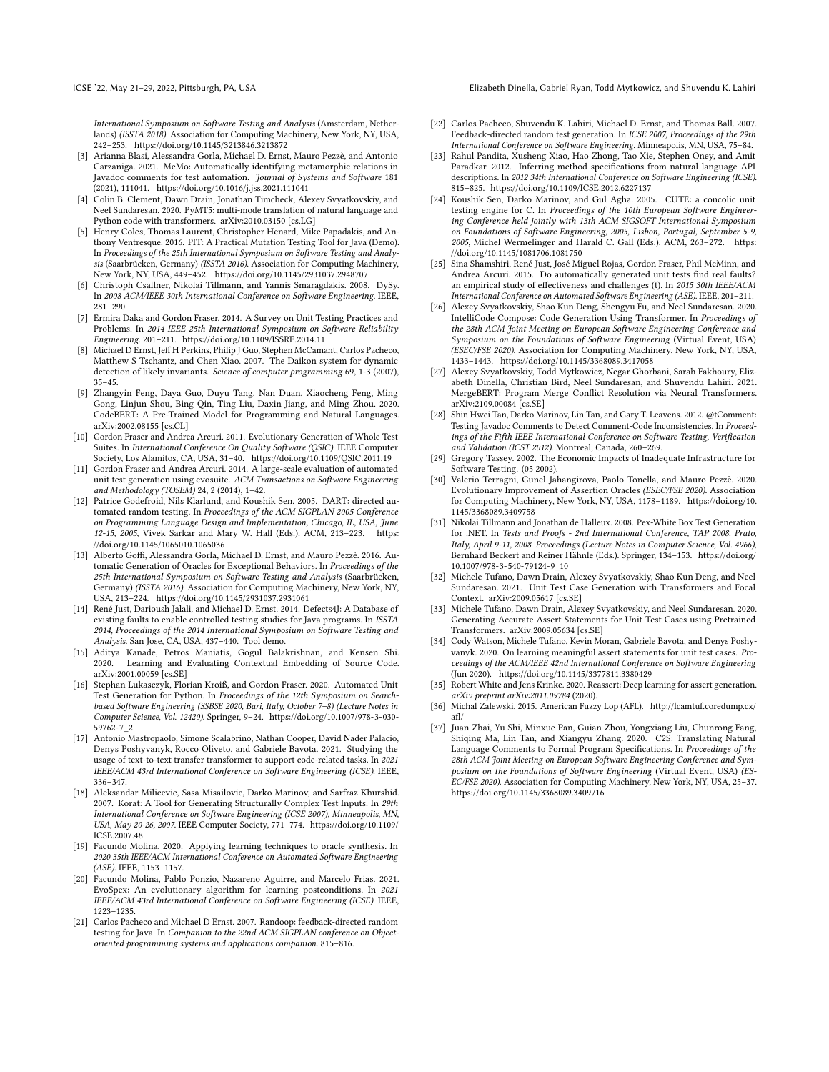International Symposium on Software Testing and Analysis (Amsterdam, Netherlands) *(ISSTA 2018)*. Association for Computing Machinery, New York, NY, USA, 242–253. https://doi.org/10.1145/3213846.3213872

[3] Arianna Blasi, Alessandra Gorla, Michael D. Ernst, Mauro Pezzè, and Antonio Carzaniga. 2021. MeMo: Automatically identifying metamorphic relations in Javadoc comments for test automation. *Journal of Systems and Software* 181 (2021), 111041. https://doi.org/10.1016/j.jss.2021.111041

[4] Colin B. Clement, Dawn Drain, Jonathan Timcheck, Alexey Svyatkovskiy, and Neel Sundaresan. 2020. PyMT5: multi-mode translation of natural language and Python code with transformers. arXiv:2010.03150 [cs.LG]

[5] Henry Coles, Thomas Laurent, Christopher Henard, Mike Papadakis, and Anthony Ventresque. 2016. PIT: A Practical Mutation Testing Tool for Java (Demo). In *Proceedings of the 25th International Symposium on Software Testing and Analysis* (Saarbrücken, Germany) *(ISSTA 2016)*. Association for Computing Machinery, New York, NY, USA, 449–452. https://doi.org/10.1145/2931037.2948707

[6] Christoph Csallner, Nikolai Tillmann, and Yannis Smaragdakis. 2008. DySy. In *2008 ACM/IEEE 30th International Conference on Software Engineering*. IEEE, 281–290.

[7] Ermira Daka and Gordon Fraser. 2014. A Survey on Unit Testing Practices and Problems. In *2014 IEEE 25th International Symposium on Software Reliability Engineering*. 201–211. https://doi.org/10.1109/ISSRE.2014.11

[8] Michael D Ernst, Jeff H Perkins, Philip J Guo, Stephen McCamant, Carlos Pacheco, Matthew S Tschantz, and Chen Xiao. 2007. The Daikon system for dynamic detection of likely invariants. *Science of computer programming* 69, 1-3 (2007), 35–45.

[9] Zhangyin Feng, Daya Guo, Duyu Tang, Nan Duan, Xiaocheng Feng, Ming Gong, Linjun Shou, Bing Qin, Ting Liu, Daxin Jiang, and Ming Zhou. 2020. CodeBERT: A Pre-Trained Model for Programming and Natural Languages. arXiv:2002.08155 [cs.CL]

[10] Gordon Fraser and Andrea Arcuri. 2011. Evolutionary Generation of Whole Test Suites. In *International Conference On Quality Software (QSIC)*. IEEE Computer Society, Los Alamitos, CA, USA, 31–40. https://doi.org/10.1109/QSIC.2011.19

[11] Gordon Fraser and Andrea Arcuri. 2014. A large-scale evaluation of automated unit test generation using evosuite. *ACM Transactions on Software Engineering and Methodology (TOSEM)* 24, 2 (2014), 1–42.

[12] Patrice Godefroid, Nils Klarlund, and Koushik Sen. 2005. DART: directed automated random testing. In *Proceedings of the ACM SIGPLAN 2005 Conference on Programming Language Design and Implementation, Chicago, IL, USA, June 12-15, 2005*, Vivek Sarkar and Mary W. Hall (Eds.). ACM, 213–223. https://doi.org/10.1145/1065010.1065036

[13] Alberto Goffi, Alessandra Gorla, Michael D. Ernst, and Mauro Pezzè. 2016. Automatic Generation of Oracles for Exceptional Behaviors. In *Proceedings of the 25th International Symposium on Software Testing and Analysis* (Saarbrücken, Germany) *(ISSTA 2016)*. Association for Computing Machinery, New York, NY, USA, 213–224. https://doi.org/10.1145/2931037.2931061

[14] René Just, Darioush Jalali, and Michael D. Ernst. 2014. Defects4J: A Database of existing faults to enable controlled testing studies for Java programs. In *ISSTA 2014, Proceedings of the 2014 International Symposium on Software Testing and Analysis*. San Jose, CA, USA, 437–440. Tool demo.

[15] Aditya Kanade, Petros Maniatis, Gogul Balakrishnan, and Kensen Shi. 2020. Learning and Evaluating Contextual Embedding of Source Code. arXiv:2001.00059 [cs.SE]

[16] Stephan Lukasczyk, Florian Kroiß, and Gordon Fraser. 2020. Automated Unit Test Generation for Python. In *Proceedings of the 12th Symposium on Search-based Software Engineering (SSBSE 2020, Bari, Italy, October 7–8) (Lecture Notes in Computer Science, Vol. 12420)*. Springer, 9–24. https://doi.org/10.1007/978-3-030-59762-7_2

[17] Antonio Mastropaolo, Simone Scalabrino, Nathan Cooper, David Nader Palacio, Denys Poshyvanyk, Rocco Oliveto, and Gabriele Bavota. 2021. Studying the usage of text-to-text transfer transformer to support code-related tasks. In *2021 IEEE/ACM 43rd International Conference on Software Engineering (ICSE)*. IEEE, 336–347.

[18] Aleksandar Milicevic, Sasa Misailovic, Darko Marinov, and Sarfraz Khurshid. 2007. Korat: A Tool for Generating Structurally Complex Test Inputs. In *29th International Conference on Software Engineering (ICSE 2007), Minneapolis, MN, USA, May 20-26, 2007*. IEEE Computer Society, 771–774. https://doi.org/10.1109/ICSE.2007.48

[19] Facundo Molina. 2020. Applying learning techniques to oracle synthesis. In *2020 35th IEEE/ACM International Conference on Automated Software Engineering (ASE)*. IEEE, 1153–1157.

[20] Facundo Molina, Pablo Ponzio, Nazareno Aguirre, and Marcelo Frias. 2021. EvoSpex: An evolutionary algorithm for learning postconditions. In *2021 IEEE/ACM 43rd International Conference on Software Engineering (ICSE)*. IEEE, 1223–1235.

[21] Carlos Pacheco and Michael D Ernst. 2007. Randoop: feedback-directed random testing for Java. In *Companion to the 22nd ACM SIGPLAN conference on Object-oriented programming systems and applications companion*. 815–816.

[22] Carlos Pacheco, Shuvendu K. Lahiri, Michael D. Ernst, and Thomas Ball. 2007. Feedback-directed random test generation. In *ICSE 2007, Proceedings of the 29th International Conference on Software Engineering*. Minneapolis, MN, USA, 75–84.

[23] Rahul Pandita, Xusheng Xiao, Hao Zhong, Tao Xie, Stephen Oney, and Amit Paradkar. 2012. Inferring method specifications from natural language API descriptions. In *2012 34th International Conference on Software Engineering (ICSE)*. 815–825. https://doi.org/10.1109/ICSE.2012.6227137

[24] Koushik Sen, Darko Marinov, and Gul Agha. 2005. CUTE: a concolic unit testing engine for C. In *Proceedings of the 10th European Software Engineering Conference held jointly with 13th ACM SIGSOFT International Symposium on Foundations of Software Engineering, 2005, Lisbon, Portugal, September 5-9, 2005*, Michel Wermelinger and Harald C. Gall (Eds.). ACM, 263–272. https://doi.org/10.1145/1081706.1081750

[25] Sina Shamshiri, René Just, José Miguel Rojas, Gordon Fraser, Phil McMinn, and Andrea Arcuri. 2015. Do automatically generated unit tests find real faults? an empirical study of effectiveness and challenges (t). In *2015 30th IEEE/ACM International Conference on Automated Software Engineering (ASE)*. IEEE, 201–211.

[26] Alexey Svyatkovskiy, Shao Kun Deng, Shengyu Fu, and Neel Sundaresan. 2020. IntelliCode Compose: Code Generation Using Transformer. In *Proceedings of the 28th ACM Joint Meeting on European Software Engineering Conference and Symposium on the Foundations of Software Engineering* (Virtual Event, USA) *(ESEC/FSE 2020)*. Association for Computing Machinery, New York, NY, USA, 1433–1443. https://doi.org/10.1145/3368089.3417058

[27] Alexey Svyatkovskiy, Todd Mytkowicz, Negar Ghorbani, Sarah Fakhoury, Elizabeth Dinella, Christian Bird, Neel Sundaresan, and Shuvendu Lahiri. 2021. MergeBERT: Program Merge Conflict Resolution via Neural Transformers. arXiv:2109.00084 [cs.SE]

[28] Shin Hwei Tan, Darko Marinov, Lin Tan, and Gary T. Leavens. 2012. @tComment: Testing Javadoc Comments to Detect Comment-Code Inconsistencies. In *Proceedings of the Fifth IEEE International Conference on Software Testing, Verification and Validation (ICST 2012)*. Montreal, Canada, 260–269.

[29] Gregory Tassey. 2002. The Economic Impacts of Inadequate Infrastructure for Software Testing. (05 2002).

[30] Valerio Terragni, Gunel Jahangirova, Paolo Tonella, and Mauro Pezzè. 2020. Evolutionary Improvement of Assertion Oracles *(ESEC/FSE 2020)*. Association for Computing Machinery, New York, NY, USA, 1178–1189. https://doi.org/10.1145/3368089.3409758

[31] Nikolai Tillmann and Jonathan de Halleux. 2008. Pex-White Box Test Generation for .NET. In *Tests and Proofs - 2nd International Conference, TAP 2008, Prato, Italy, April 9-11, 2008. Proceedings (Lecture Notes in Computer Science, Vol. 4966)*, Bernhard Beckert and Reiner Hähnle (Eds.). Springer, 134–153. https://doi.org/10.1007/978-3-540-79124-9_10

[32] Michele Tufano, Dawn Drain, Alexey Svyatkovskiy, Shao Kun Deng, and Neel Sundaresan. 2021. Unit Test Case Generation with Transformers and Focal Context. arXiv:2009.05617 [cs.SE]

[33] Michele Tufano, Dawn Drain, Alexey Svyatkovskiy, and Neel Sundaresan. 2020. Generating Accurate Assert Statements for Unit Test Cases using Pretrained Transformers. arXiv:2009.05634 [cs.SE]

[34] Cody Watson, Michele Tufano, Kevin Moran, Gabriele Bavota, and Denys Poshyvanyk. 2020. On learning meaningful assert statements for unit test cases. *Proceedings of the ACM/IEEE 42nd International Conference on Software Engineering* (Jun 2020). https://doi.org/10.1145/3377811.3380429

[35] Robert White and Jens Krinke. 2020. Reassert: Deep learning for assert generation. *arXiv preprint arXiv:2011.09784* (2020).

[36] Michal Zalewski. 2015. American Fuzzy Lop (AFL). http://lcamtuf.coredump.cx/afl/

[37] Juan Zhai, Yu Shi, Minxue Pan, Guian Zhou, Yongxiang Liu, Chunrong Fang, Shiqing Ma, Lin Tan, and Xiangyu Zhang. 2020. C2S: Translating Natural Language Comments to Formal Program Specifications. In *Proceedings of the 28th ACM Joint Meeting on European Software Engineering Conference and Symposium on the Foundations of Software Engineering* (Virtual Event, USA) *(ESEC/FSE 2020)*. Association for Computing Machinery, New York, NY, USA, 25–37. https://doi.org/10.1145/3368089.3409716